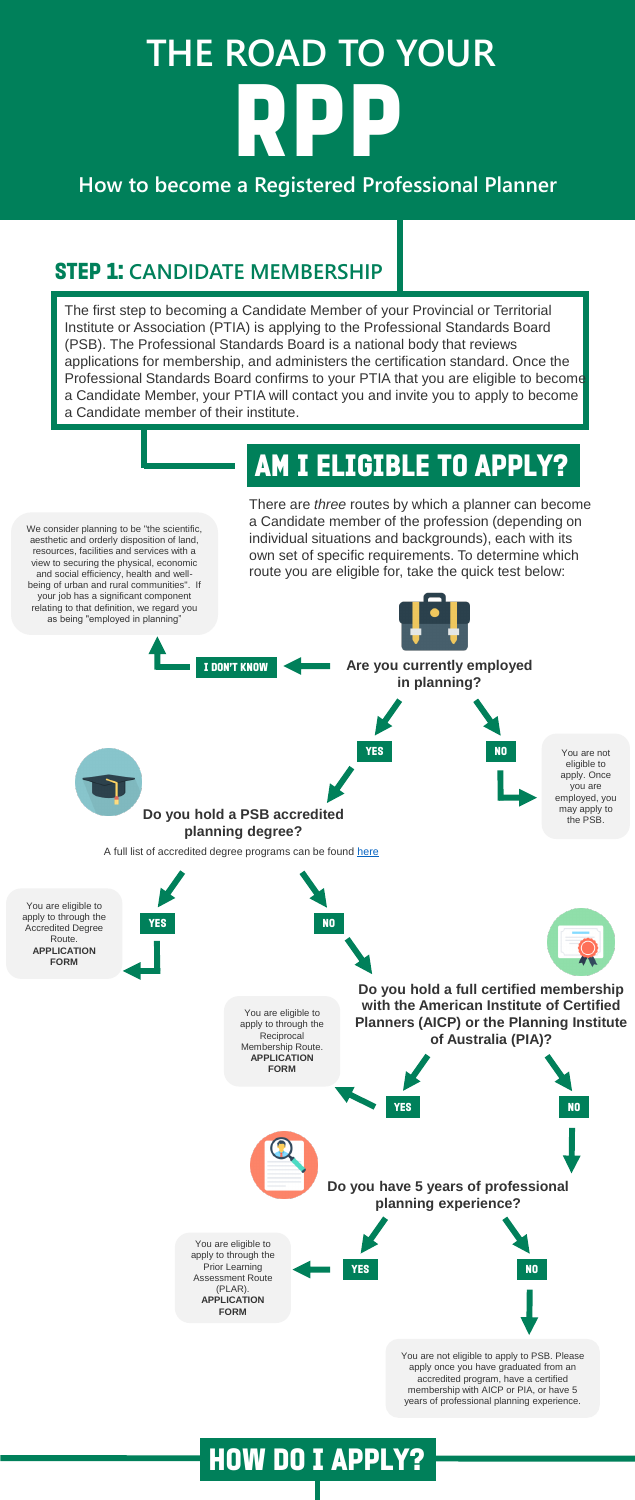# THE ROAD TO YOUR RPP

**How to become a Registered Professional Planner**

## STEP 1: CANDIDATE MEMBERSHIP

The first step to becoming a Candidate Member of your Provincial or Territorial Institute or Association (PTIA) is applying to the Professional Standards Board (PSB). The Professional Standards Board is a national body that reviews applications for membership, and administers the certification standard. Once the Professional Standards Board confirms to your PTIA that you are eligible to become a Candidate Member, your PTIA will contact you and invite you to apply to become a Candidate member of their institute.

## AM I ELIGIBLE TO APPLY?

There are *three* routes by which a planner can become a Candidate member of the profession (depending on individual situations and backgrounds), each with its own set of specific requirements. To determine which route you are eligible for, take the quick test below:

We consider planning to be "the scientific, aesthetic and orderly disposition of land, resources, facilities and services with a view to securing the physical, economic and social efficiency, health and well-being of urban and rural communities". If your job has a significant component relating to that definition, we regard you as being "employed in planning"

**Are you currently employed in planning?**

- I DON'T KNOW
- YES
- NO — You are not eligible to apply. Once you are employed, you may apply to the PSB.

**Do you hold a PSB accredited planning degree?**

A full list of accredited degree programs can be found here

- YES — You are eligible to apply to through the Accredited Degree Route. **APPLICATION FORM**
- NO

**Do you hold a full certified membership with the American Institute of Certified Planners (AICP) or the Planning Institute of Australia (PIA)?**

- YES — You are eligible to apply to through the Reciprocal Membership Route. **APPLICATION FORM**
- NO

**Do you have 5 years of professional planning experience?**

- YES — You are eligible to apply to through the Prior Learning Assessment Route (PLAR). **APPLICATION FORM**
- NO — You are not eligible to apply to PSB. Please apply once you have graduated from an accredited program, have a certified membership with AICP or PIA, or have 5 years of professional planning experience.

## HOW DO I APPLY?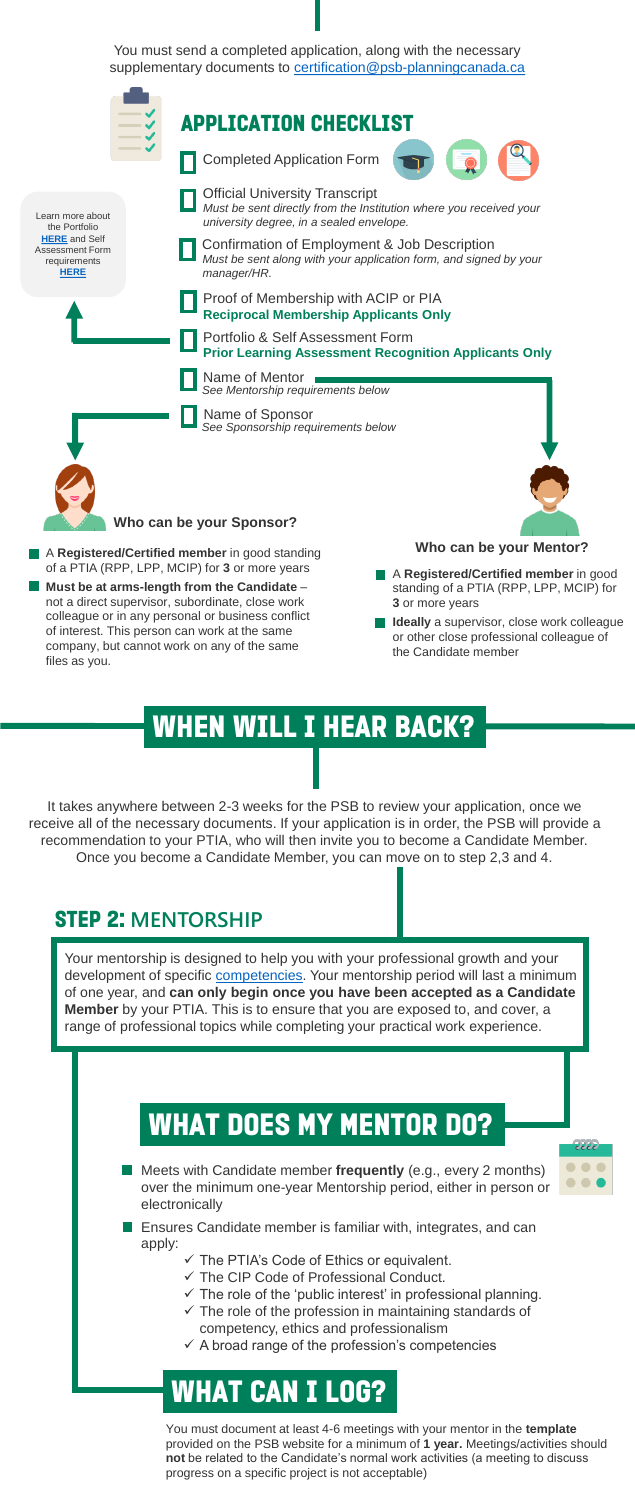You must send a completed application, along with the necessary supplementary documents to certification@psb-planningcanada.ca

## APPLICATION CHECKLIST

- Completed Application Form
- Official University Transcript
  *Must be sent directly from the Institution where you received your university degree, in a sealed envelope.*
- Confirmation of Employment & Job Description
  *Must be sent along with your application form, and signed by your manager/HR.*
- Proof of Membership with ACIP or PIA
  **Reciprocal Membership Applicants Only**
- Portfolio & Self Assessment Form
  **Prior Learning Assessment Recognition Applicants Only**
- Name of Mentor
  *See Mentorship requirements below*
- Name of Sponsor
  *See Sponsorship requirements below*

Learn more about the Portfolio **HERE** and Self Assessment Form requirements **HERE**

**Who can be your Sponsor?**

- A **Registered/Certified member** in good standing of a PTIA (RPP, LPP, MCIP) for **3** or more years
- **Must be at arms-length from the Candidate** – not a direct supervisor, subordinate, close work colleague or in any personal or business conflict of interest. This person can work at the same company, but cannot work on any of the same files as you.

**Who can be your Mentor?**

- A **Registered/Certified member** in good standing of a PTIA (RPP, LPP, MCIP) for **3** or more years
- **Ideally** a supervisor, close work colleague or other close professional colleague of the Candidate member

## WHEN WILL I HEAR BACK?

It takes anywhere between 2-3 weeks for the PSB to review your application, once we receive all of the necessary documents. If your application is in order, the PSB will provide a recommendation to your PTIA, who will then invite you to become a Candidate Member. Once you become a Candidate Member, you can move on to step 2,3 and 4.

## STEP 2: MENTORSHIP

Your mentorship is designed to help you with your professional growth and your development of specific competencies. Your mentorship period will last a minimum of one year, and **can only begin once you have been accepted as a Candidate Member** by your PTIA. This is to ensure that you are exposed to, and cover, a range of professional topics while completing your practical work experience.

## WHAT DOES MY MENTOR DO?

- Meets with Candidate member **frequently** (e.g., every 2 months) over the minimum one-year Mentorship period, either in person or electronically
- Ensures Candidate member is familiar with, integrates, and can apply:
  - ✓ The PTIA's Code of Ethics or equivalent.
  - ✓ The CIP Code of Professional Conduct.
  - ✓ The role of the 'public interest' in professional planning.
  - ✓ The role of the profession in maintaining standards of competency, ethics and professionalism
  - ✓ A broad range of the profession's competencies

## WHAT CAN I LOG?

You must document at least 4-6 meetings with your mentor in the **template** provided on the PSB website for a minimum of **1 year.** Meetings/activities should **not** be related to the Candidate's normal work activities (a meeting to discuss progress on a specific project is not acceptable)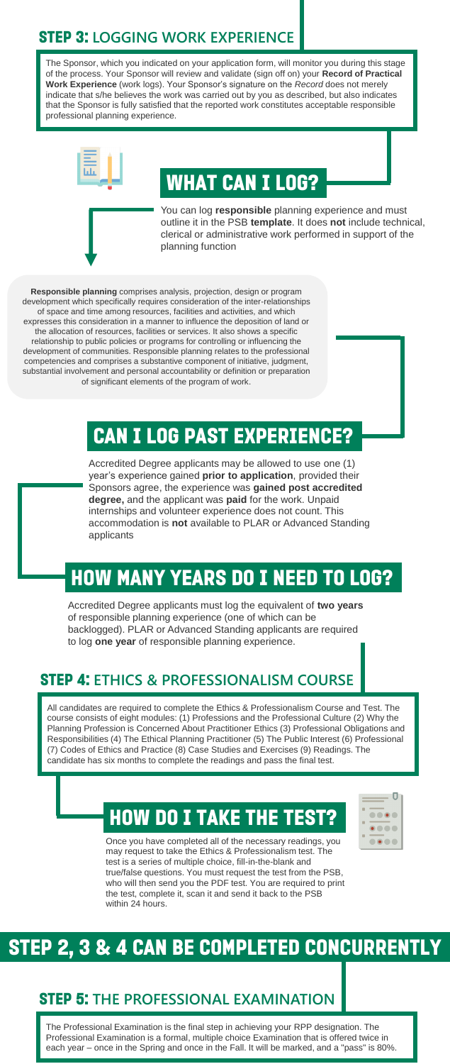## STEP 3: LOGGING WORK EXPERIENCE

The Sponsor, which you indicated on your application form, will monitor you during this stage of the process. Your Sponsor will review and validate (sign off on) your **Record of Practical Work Experience** (work logs). Your Sponsor's signature on the *Record* does not merely indicate that s/he believes the work was carried out by you as described, but also indicates that the Sponsor is fully satisfied that the reported work constitutes acceptable responsible professional planning experience.

### WHAT CAN I LOG?

You can log **responsible** planning experience and must outline it in the PSB **template**. It does **not** include technical, clerical or administrative work performed in support of the planning function

**Responsible planning** comprises analysis, projection, design or program development which specifically requires consideration of the inter-relationships of space and time among resources, facilities and activities, and which expresses this consideration in a manner to influence the deposition of land or the allocation of resources, facilities or services. It also shows a specific relationship to public policies or programs for controlling or influencing the development of communities. Responsible planning relates to the professional competencies and comprises a substantive component of initiative, judgment, substantial involvement and personal accountability or definition or preparation of significant elements of the program of work.

### CAN I LOG PAST EXPERIENCE?

Accredited Degree applicants may be allowed to use one (1) year's experience gained **prior to application**, provided their Sponsors agree, the experience was **gained post accredited degree,** and the applicant was **paid** for the work. Unpaid internships and volunteer experience does not count. This accommodation is **not** available to PLAR or Advanced Standing applicants

### HOW MANY YEARS DO I NEED TO LOG?

Accredited Degree applicants must log the equivalent of **two years** of responsible planning experience (one of which can be backlogged). PLAR or Advanced Standing applicants are required to log **one year** of responsible planning experience.

## STEP 4: ETHICS & PROFESSIONALISM COURSE

All candidates are required to complete the Ethics & Professionalism Course and Test. The course consists of eight modules: (1) Professions and the Professional Culture (2) Why the Planning Profession is Concerned About Practitioner Ethics (3) Professional Obligations and Responsibilities (4) The Ethical Planning Practitioner (5) The Public Interest (6) Professional (7) Codes of Ethics and Practice (8) Case Studies and Exercises (9) Readings. The candidate has six months to complete the readings and pass the final test.

### HOW DO I TAKE THE TEST?

Once you have completed all of the necessary readings, you may request to take the Ethics & Professionalism test. The test is a series of multiple choice, fill-in-the-blank and true/false questions. You must request the test from the PSB, who will then send you the PDF test. You are required to print the test, complete it, scan it and send it back to the PSB within 24 hours.

## STEP 2, 3 & 4 CAN BE COMPLETED CONCURRENTLY

## STEP 5: THE PROFESSIONAL EXAMINATION

The Professional Examination is the final step in achieving your RPP designation. The Professional Examination is a formal, multiple choice Examination that is offered twice in each year – once in the Spring and once in the Fall. It will be marked, and a "pass" is 80%.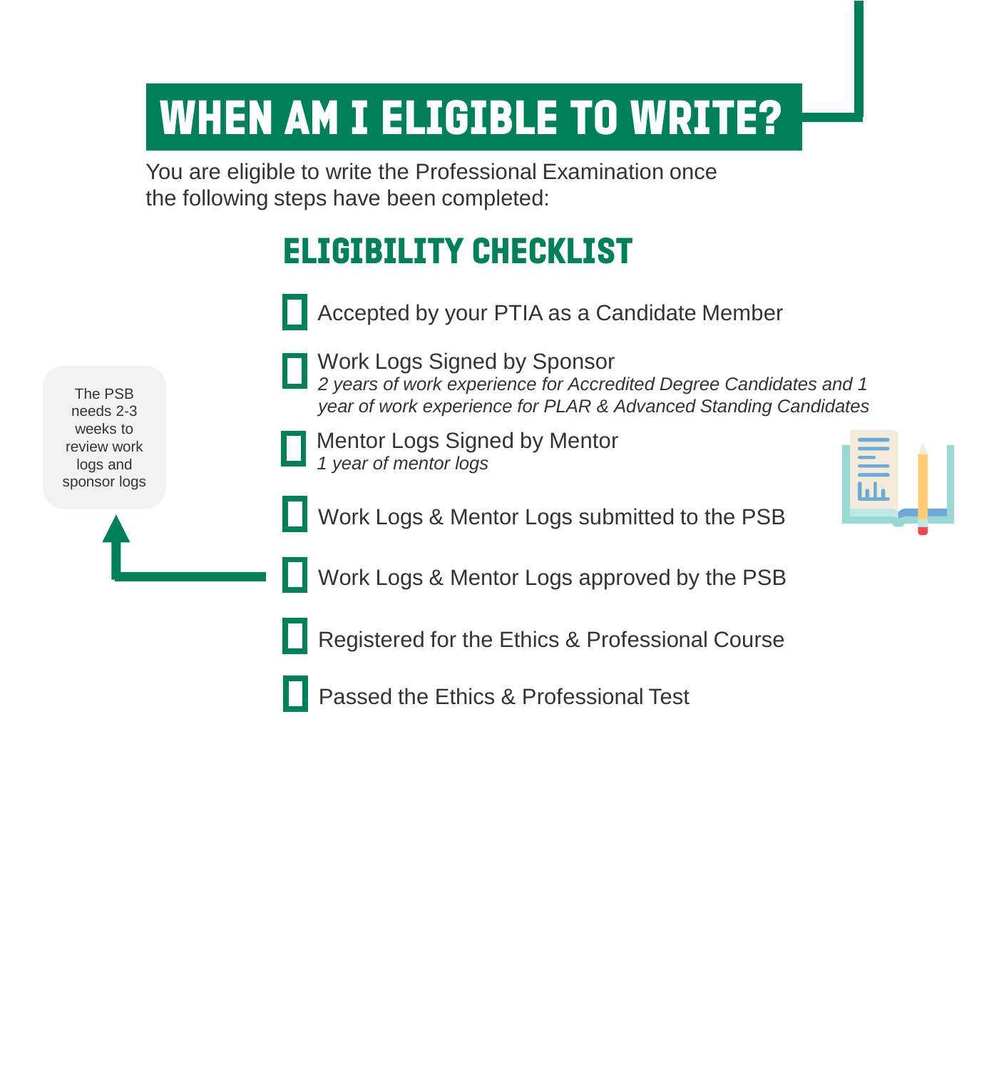# WHEN AM I ELIGIBLE TO WRITE?

You are eligible to write the Professional Examination once the following steps have been completed:

## ELIGIBILITY CHECKLIST

- [ ] Accepted by your PTIA as a Candidate Member
- [ ] Work Logs Signed by Sponsor
  *2 years of work experience for Accredited Degree Candidates and 1 year of work experience for PLAR & Advanced Standing Candidates*
- [ ] Mentor Logs Signed by Mentor
  *1 year of mentor logs*
- [ ] Work Logs & Mentor Logs submitted to the PSB
- [ ] Work Logs & Mentor Logs approved by the PSB
- [ ] Registered for the Ethics & Professional Course
- [ ] Passed the Ethics & Professional Test

The PSB needs 2-3 weeks to review work logs and sponsor logs